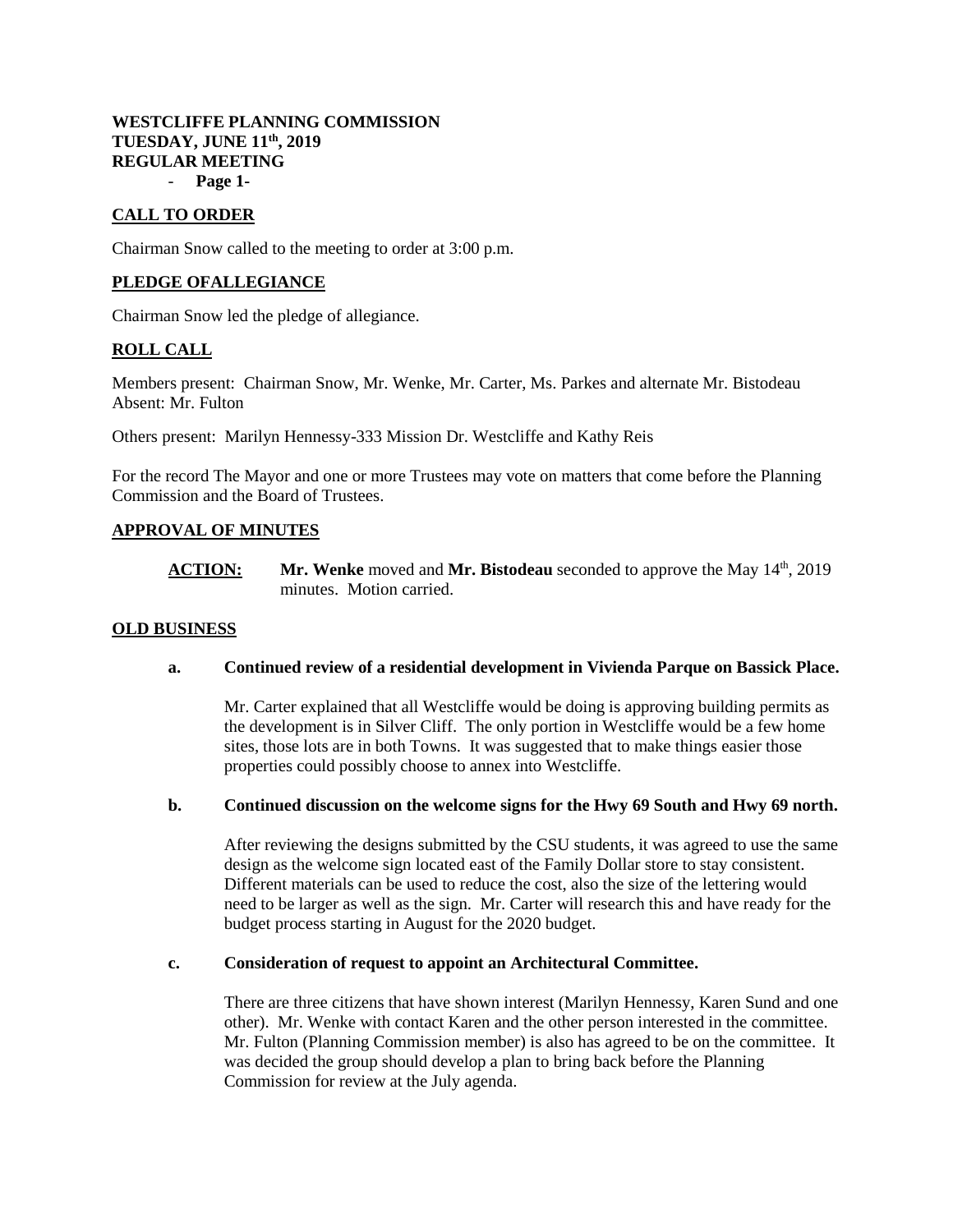**WESTCLIFFE PLANNING COMMISSION**
**TUESDAY, JUNE 11th, 2019**
**REGULAR MEETING**

## CALL TO ORDER

Chairman Snow called to the meeting to order at 3:00 p.m.

## PLEDGE OFALLEGIANCE

Chairman Snow led the pledge of allegiance.

## ROLL CALL

Members present: Chairman Snow, Mr. Wenke, Mr. Carter, Ms. Parkes and alternate Mr. Bistodeau
Absent: Mr. Fulton

Others present: Marilyn Hennessy-333 Mission Dr. Westcliffe and Kathy Reis

For the record The Mayor and one or more Trustees may vote on matters that come before the Planning Commission and the Board of Trustees.

## APPROVAL OF MINUTES

**ACTION:** **Mr. Wenke** moved and **Mr. Bistodeau** seconded to approve the May 14th, 2019 minutes. Motion carried.

## OLD BUSINESS

**a. Continued review of a residential development in Vivienda Parque on Bassick Place.**

Mr. Carter explained that all Westcliffe would be doing is approving building permits as the development is in Silver Cliff. The only portion in Westcliffe would be a few home sites, those lots are in both Towns. It was suggested that to make things easier those properties could possibly choose to annex into Westcliffe.

**b. Continued discussion on the welcome signs for the Hwy 69 South and Hwy 69 north.**

After reviewing the designs submitted by the CSU students, it was agreed to use the same design as the welcome sign located east of the Family Dollar store to stay consistent. Different materials can be used to reduce the cost, also the size of the lettering would need to be larger as well as the sign. Mr. Carter will research this and have ready for the budget process starting in August for the 2020 budget.

**c. Consideration of request to appoint an Architectural Committee.**

There are three citizens that have shown interest (Marilyn Hennessy, Karen Sund and one other). Mr. Wenke with contact Karen and the other person interested in the committee. Mr. Fulton (Planning Commission member) is also has agreed to be on the committee. It was decided the group should develop a plan to bring back before the Planning Commission for review at the July agenda.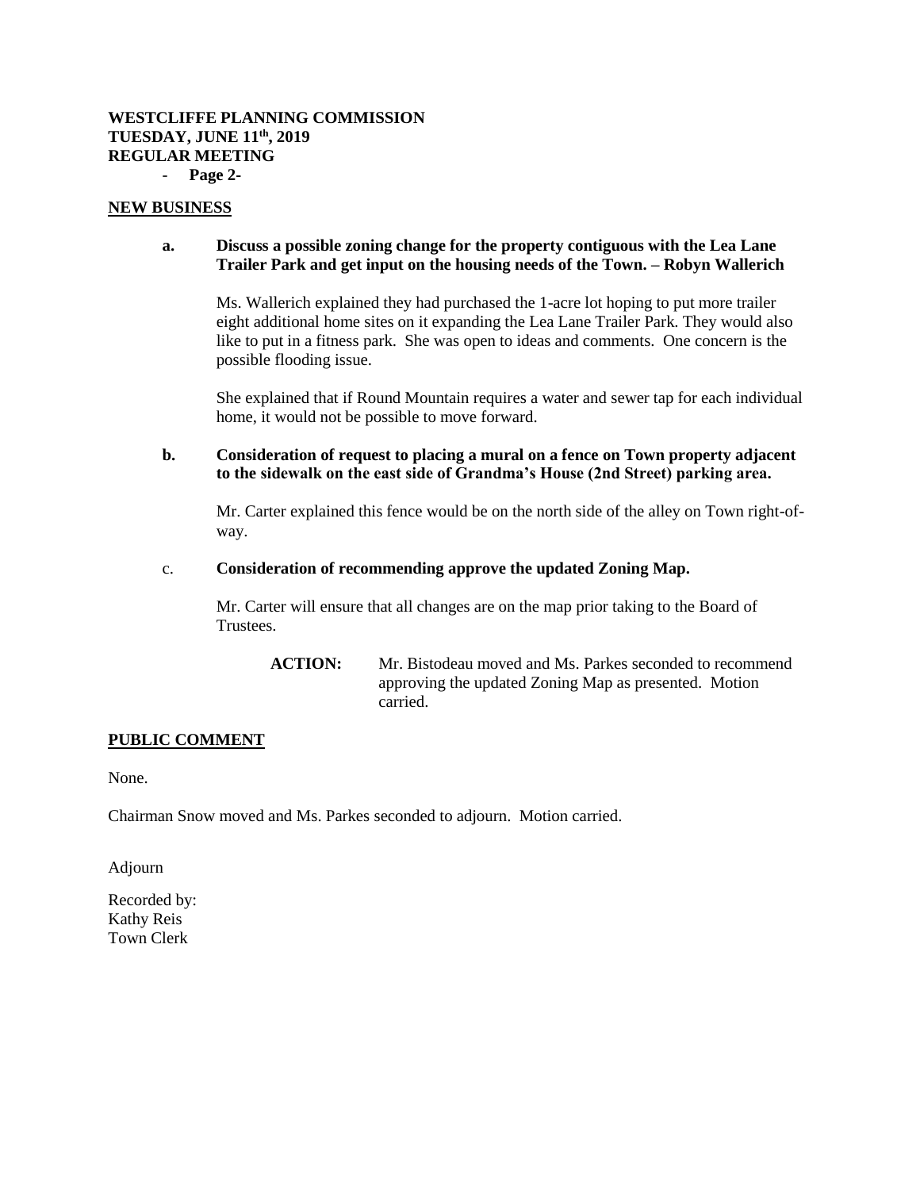**WESTCLIFFE PLANNING COMMISSION**
**TUESDAY, JUNE 11th, 2019**
**REGULAR MEETING**
- **Page 2-**

## NEW BUSINESS

**a. Discuss a possible zoning change for the property contiguous with the Lea Lane Trailer Park and get input on the housing needs of the Town. – Robyn Wallerich**

Ms. Wallerich explained they had purchased the 1-acre lot hoping to put more trailer eight additional home sites on it expanding the Lea Lane Trailer Park. They would also like to put in a fitness park. She was open to ideas and comments. One concern is the possible flooding issue.

She explained that if Round Mountain requires a water and sewer tap for each individual home, it would not be possible to move forward.

**b. Consideration of request to placing a mural on a fence on Town property adjacent to the sidewalk on the east side of Grandma's House (2nd Street) parking area.**

Mr. Carter explained this fence would be on the north side of the alley on Town right-of-way.

c. **Consideration of recommending approve the updated Zoning Map.**

Mr. Carter will ensure that all changes are on the map prior taking to the Board of Trustees.

**ACTION:** Mr. Bistodeau moved and Ms. Parkes seconded to recommend approving the updated Zoning Map as presented. Motion carried.

## PUBLIC COMMENT

None.

Chairman Snow moved and Ms. Parkes seconded to adjourn. Motion carried.

Adjourn

Recorded by:
Kathy Reis
Town Clerk